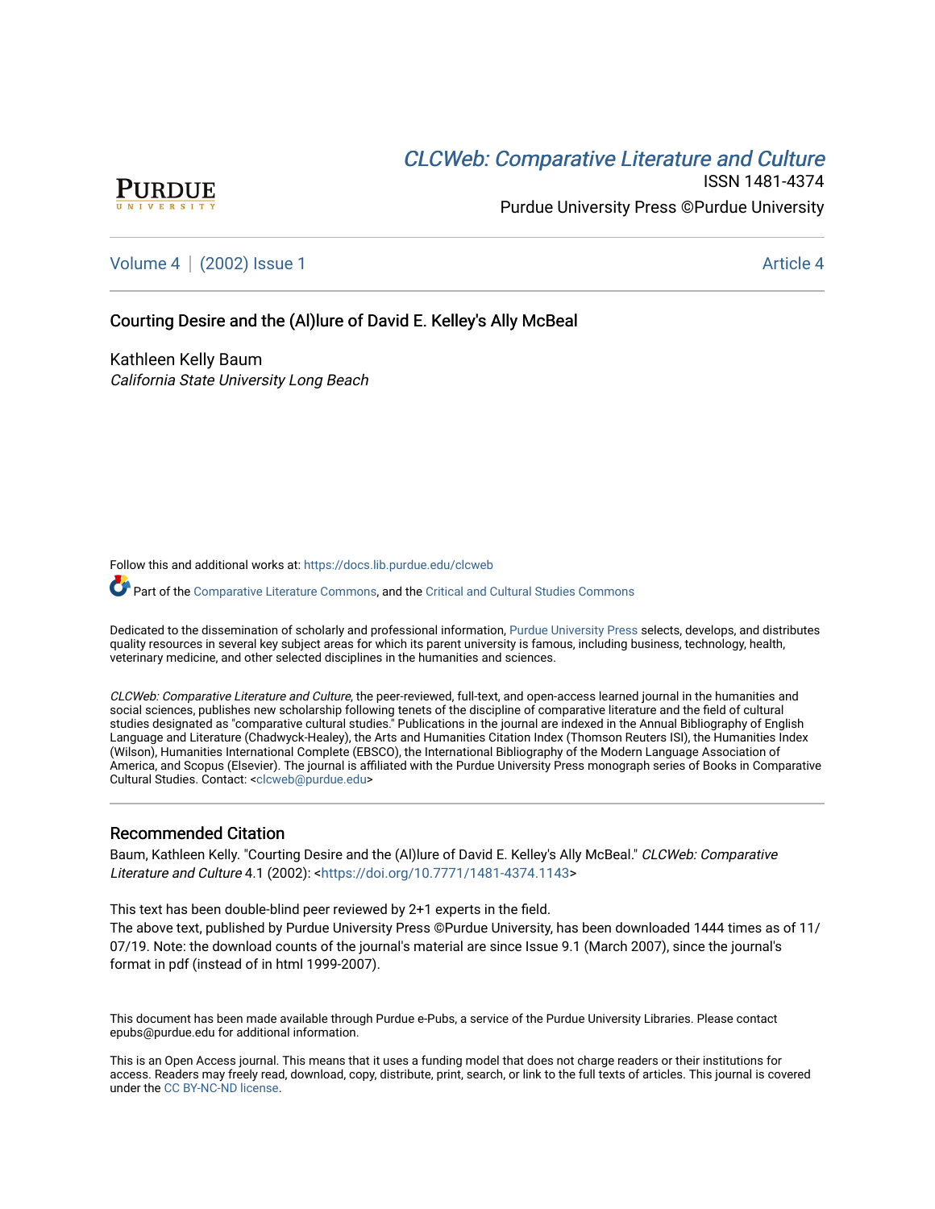CLCWeb: Comparative Literature and Culture

ISSN 1481-4374

Purdue University Press ©Purdue University

Volume 4 | (2002) Issue 1 Article 4

# Courting Desire and the (Al)lure of David E. Kelley's Ally McBeal

Kathleen Kelly Baum

*California State University Long Beach*

Follow this and additional works at: https://docs.lib.purdue.edu/clcweb

Part of the Comparative Literature Commons, and the Critical and Cultural Studies Commons

Dedicated to the dissemination of scholarly and professional information, Purdue University Press selects, develops, and distributes quality resources in several key subject areas for which its parent university is famous, including business, technology, health, veterinary medicine, and other selected disciplines in the humanities and sciences.

*CLCWeb: Comparative Literature and Culture*, the peer-reviewed, full-text, and open-access learned journal in the humanities and social sciences, publishes new scholarship following tenets of the discipline of comparative literature and the field of cultural studies designated as "comparative cultural studies." Publications in the journal are indexed in the Annual Bibliography of English Language and Literature (Chadwyck-Healey), the Arts and Humanities Citation Index (Thomson Reuters ISI), the Humanities Index (Wilson), Humanities International Complete (EBSCO), the International Bibliography of the Modern Language Association of America, and Scopus (Elsevier). The journal is affiliated with the Purdue University Press monograph series of Books in Comparative Cultural Studies. Contact: <clcweb@purdue.edu>

## Recommended Citation

Baum, Kathleen Kelly. "Courting Desire and the (Al)lure of David E. Kelley's Ally McBeal." *CLCWeb: Comparative Literature and Culture* 4.1 (2002): <https://doi.org/10.7771/1481-4374.1143>

This text has been double-blind peer reviewed by 2+1 experts in the field.
The above text, published by Purdue University Press ©Purdue University, has been downloaded 1444 times as of 11/07/19. Note: the download counts of the journal's material are since Issue 9.1 (March 2007), since the journal's format in pdf (instead of in html 1999-2007).

This document has been made available through Purdue e-Pubs, a service of the Purdue University Libraries. Please contact epubs@purdue.edu for additional information.

This is an Open Access journal. This means that it uses a funding model that does not charge readers or their institutions for access. Readers may freely read, download, copy, distribute, print, search, or link to the full texts of articles. This journal is covered under the CC BY-NC-ND license.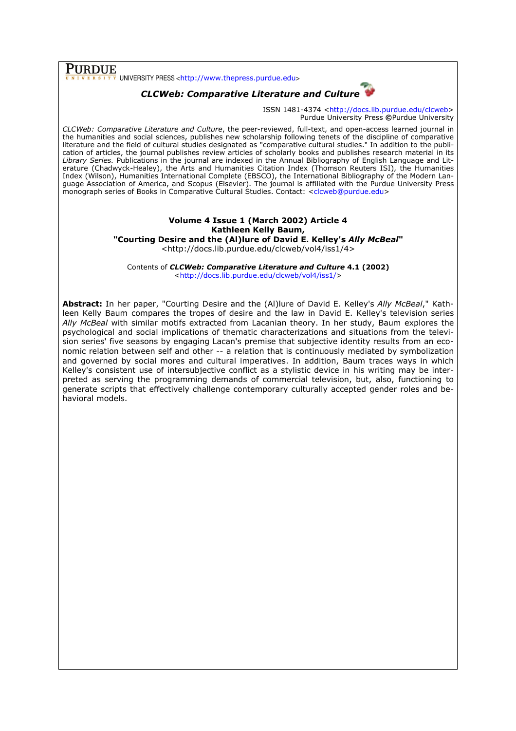**PURDUE** UNIVERSITY PRESS <http://www.thepress.purdue.edu>

***CLCWeb: Comparative Literature and Culture***

ISSN 1481-4374 <http://docs.lib.purdue.edu/clcweb>
Purdue University Press ©Purdue University

*CLCWeb: Comparative Literature and Culture*, the peer-reviewed, full-text, and open-access learned journal in the humanities and social sciences, publishes new scholarship following tenets of the discipline of comparative literature and the field of cultural studies designated as "comparative cultural studies." In addition to the publication of articles, the journal publishes review articles of scholarly books and publishes research material in its *Library Series.* Publications in the journal are indexed in the Annual Bibliography of English Language and Literature (Chadwyck-Healey), the Arts and Humanities Citation Index (Thomson Reuters ISI), the Humanities Index (Wilson), Humanities International Complete (EBSCO), the International Bibliography of the Modern Language Association of America, and Scopus (Elsevier). The journal is affiliated with the Purdue University Press monograph series of Books in Comparative Cultural Studies. Contact: <clcweb@purdue.edu>

**Volume 4 Issue 1 (March 2002) Article 4**
**Kathleen Kelly Baum,**
**"Courting Desire and the (Al)lure of David E. Kelley's *Ally McBeal*"**
<http://docs.lib.purdue.edu/clcweb/vol4/iss1/4>

Contents of ***CLCWeb: Comparative Literature and Culture*** **4.1 (2002)**
<http://docs.lib.purdue.edu/clcweb/vol4/iss1/>

**Abstract:** In her paper, "Courting Desire and the (Al)lure of David E. Kelley's *Ally McBeal*," Kathleen Kelly Baum compares the tropes of desire and the law in David E. Kelley's television series *Ally McBeal* with similar motifs extracted from Lacanian theory. In her study, Baum explores the psychological and social implications of thematic characterizations and situations from the television series' five seasons by engaging Lacan's premise that subjective identity results from an economic relation between self and other -- a relation that is continuously mediated by symbolization and governed by social mores and cultural imperatives. In addition, Baum traces ways in which Kelley's consistent use of intersubjective conflict as a stylistic device in his writing may be interpreted as serving the programming demands of commercial television, but, also, functioning to generate scripts that effectively challenge contemporary culturally accepted gender roles and behavioral models.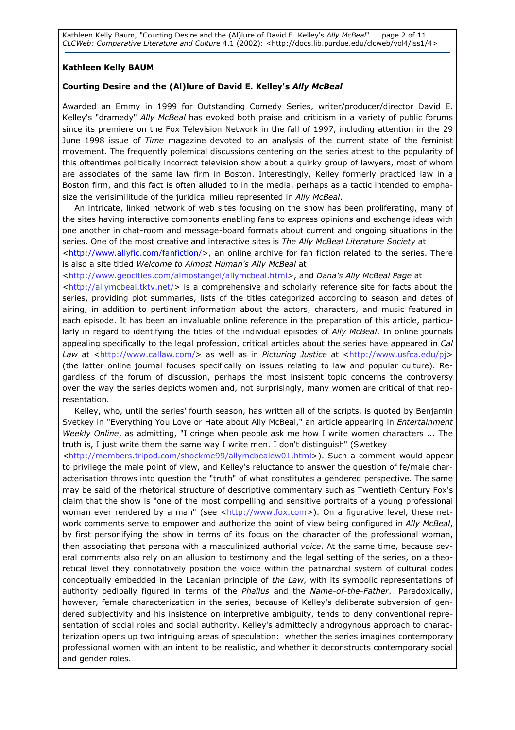**Kathleen Kelly BAUM**

**Courting Desire and the (Al)lure of David E. Kelley's *Ally McBeal***

Awarded an Emmy in 1999 for Outstanding Comedy Series, writer/producer/director David E. Kelley's "dramedy" *Ally McBeal* has evoked both praise and criticism in a variety of public forums since its premiere on the Fox Television Network in the fall of 1997, including attention in the 29 June 1998 issue of *Time* magazine devoted to an analysis of the current state of the feminist movement. The frequently polemical discussions centering on the series attest to the popularity of this oftentimes politically incorrect television show about a quirky group of lawyers, most of whom are associates of the same law firm in Boston. Interestingly, Kelley formerly practiced law in a Boston firm, and this fact is often alluded to in the media, perhaps as a tactic intended to emphasize the verisimilitude of the juridical milieu represented in *Ally McBeal*.

An intricate, linked network of web sites focusing on the show has been proliferating, many of the sites having interactive components enabling fans to express opinions and exchange ideas with one another in chat-room and message-board formats about current and ongoing situations in the series. One of the most creative and interactive sites is *The Ally McBeal Literature Society* at <http://www.allyfic.com/fanfiction/>, an online archive for fan fiction related to the series. There is also a site titled *Welcome to Almost Human's Ally McBeal* at <http://www.geocities.com/almostangel/allymcbeal.html>, and *Dana's Ally McBeal Page* at <http://allymcbeal.tktv.net/> is a comprehensive and scholarly reference site for facts about the series, providing plot summaries, lists of the titles categorized according to season and dates of airing, in addition to pertinent information about the actors, characters, and music featured in each episode. It has been an invaluable online reference in the preparation of this article, particularly in regard to identifying the titles of the individual episodes of *Ally McBeal*. In online journals appealing specifically to the legal profession, critical articles about the series have appeared in *Cal Law* at <http://www.callaw.com/> as well as in *Picturing Justice* at <http://www.usfca.edu/pj> (the latter online journal focuses specifically on issues relating to law and popular culture). Regardless of the forum of discussion, perhaps the most insistent topic concerns the controversy over the way the series depicts women and, not surprisingly, many women are critical of that representation.

Kelley, who, until the series' fourth season, has written all of the scripts, is quoted by Benjamin Svetkey in "Everything You Love or Hate about Ally McBeal," an article appearing in *Entertainment Weekly Online*, as admitting, "I cringe when people ask me how I write women characters ... The truth is, I just write them the same way I write men. I don't distinguish" (Swetkey <http://members.tripod.com/shockme99/allymcbealew01.html>). Such a comment would appear to privilege the male point of view, and Kelley's reluctance to answer the question of fe/male characterisation throws into question the "truth" of what constitutes a gendered perspective. The same may be said of the rhetorical structure of descriptive commentary such as Twentieth Century Fox's claim that the show is "one of the most compelling and sensitive portraits of a young professional woman ever rendered by a man" (see <http://www.fox.com>). On a figurative level, these network comments serve to empower and authorize the point of view being configured in *Ally McBeal*, by first personifying the show in terms of its focus on the character of the professional woman, then associating that persona with a masculinized authorial *voice*. At the same time, because several comments also rely on an allusion to testimony and the legal setting of the series, on a theoretical level they connotatively position the voice within the patriarchal system of cultural codes conceptually embedded in the Lacanian principle of *the Law*, with its symbolic representations of authority oedipally figured in terms of the *Phallus* and the *Name-of-the-Father*. Paradoxically, however, female characterization in the series, because of Kelley's deliberate subversion of gendered subjectivity and his insistence on interpretive ambiguity, tends to deny conventional representation of social roles and social authority. Kelley's admittedly androgynous approach to characterization opens up two intriguing areas of speculation: whether the series imagines contemporary professional women with an intent to be realistic, and whether it deconstructs contemporary social and gender roles.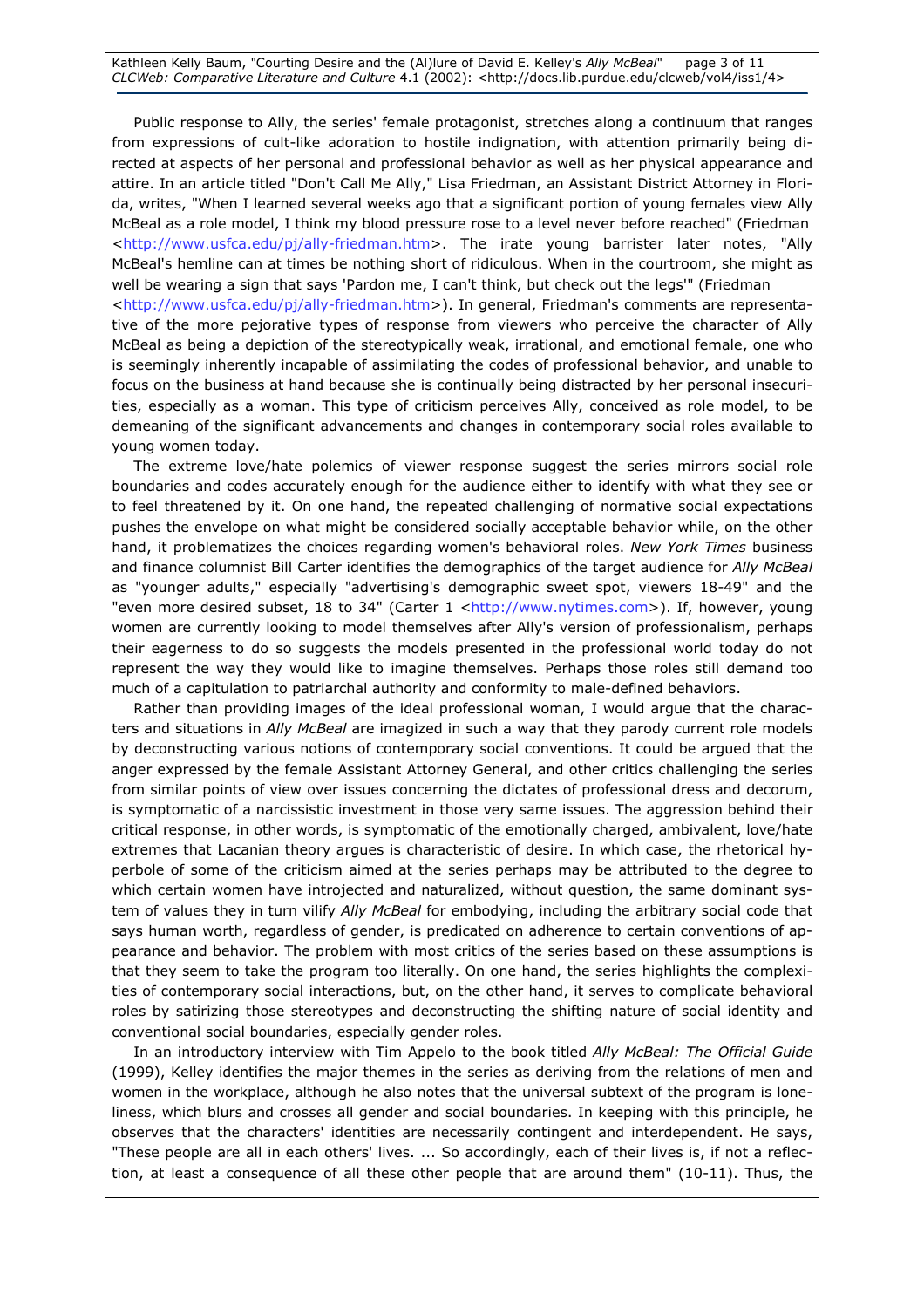Public response to Ally, the series' female protagonist, stretches along a continuum that ranges from expressions of cult-like adoration to hostile indignation, with attention primarily being directed at aspects of her personal and professional behavior as well as her physical appearance and attire. In an article titled "Don't Call Me Ally," Lisa Friedman, an Assistant District Attorney in Florida, writes, "When I learned several weeks ago that a significant portion of young females view Ally McBeal as a role model, I think my blood pressure rose to a level never before reached" (Friedman <http://www.usfca.edu/pj/ally-friedman.htm>. The irate young barrister later notes, "Ally McBeal's hemline can at times be nothing short of ridiculous. When in the courtroom, she might as well be wearing a sign that says 'Pardon me, I can't think, but check out the legs'" (Friedman <http://www.usfca.edu/pj/ally-friedman.htm>). In general, Friedman's comments are representative of the more pejorative types of response from viewers who perceive the character of Ally McBeal as being a depiction of the stereotypically weak, irrational, and emotional female, one who is seemingly inherently incapable of assimilating the codes of professional behavior, and unable to focus on the business at hand because she is continually being distracted by her personal insecurities, especially as a woman. This type of criticism perceives Ally, conceived as role model, to be demeaning of the significant advancements and changes in contemporary social roles available to young women today.

The extreme love/hate polemics of viewer response suggest the series mirrors social role boundaries and codes accurately enough for the audience either to identify with what they see or to feel threatened by it. On one hand, the repeated challenging of normative social expectations pushes the envelope on what might be considered socially acceptable behavior while, on the other hand, it problematizes the choices regarding women's behavioral roles. *New York Times* business and finance columnist Bill Carter identifies the demographics of the target audience for *Ally McBeal* as "younger adults," especially "advertising's demographic sweet spot, viewers 18-49" and the "even more desired subset, 18 to 34" (Carter 1 <http://www.nytimes.com>). If, however, young women are currently looking to model themselves after Ally's version of professionalism, perhaps their eagerness to do so suggests the models presented in the professional world today do not represent the way they would like to imagine themselves. Perhaps those roles still demand too much of a capitulation to patriarchal authority and conformity to male-defined behaviors.

Rather than providing images of the ideal professional woman, I would argue that the characters and situations in *Ally McBeal* are imagized in such a way that they parody current role models by deconstructing various notions of contemporary social conventions. It could be argued that the anger expressed by the female Assistant Attorney General, and other critics challenging the series from similar points of view over issues concerning the dictates of professional dress and decorum, is symptomatic of a narcissistic investment in those very same issues. The aggression behind their critical response, in other words, is symptomatic of the emotionally charged, ambivalent, love/hate extremes that Lacanian theory argues is characteristic of desire. In which case, the rhetorical hyperbole of some of the criticism aimed at the series perhaps may be attributed to the degree to which certain women have introjected and naturalized, without question, the same dominant system of values they in turn vilify *Ally McBeal* for embodying, including the arbitrary social code that says human worth, regardless of gender, is predicated on adherence to certain conventions of appearance and behavior. The problem with most critics of the series based on these assumptions is that they seem to take the program too literally. On one hand, the series highlights the complexities of contemporary social interactions, but, on the other hand, it serves to complicate behavioral roles by satirizing those stereotypes and deconstructing the shifting nature of social identity and conventional social boundaries, especially gender roles.

In an introductory interview with Tim Appelo to the book titled *Ally McBeal: The Official Guide* (1999), Kelley identifies the major themes in the series as deriving from the relations of men and women in the workplace, although he also notes that the universal subtext of the program is loneliness, which blurs and crosses all gender and social boundaries. In keeping with this principle, he observes that the characters' identities are necessarily contingent and interdependent. He says, "These people are all in each others' lives. ... So accordingly, each of their lives is, if not a reflection, at least a consequence of all these other people that are around them" (10-11). Thus, the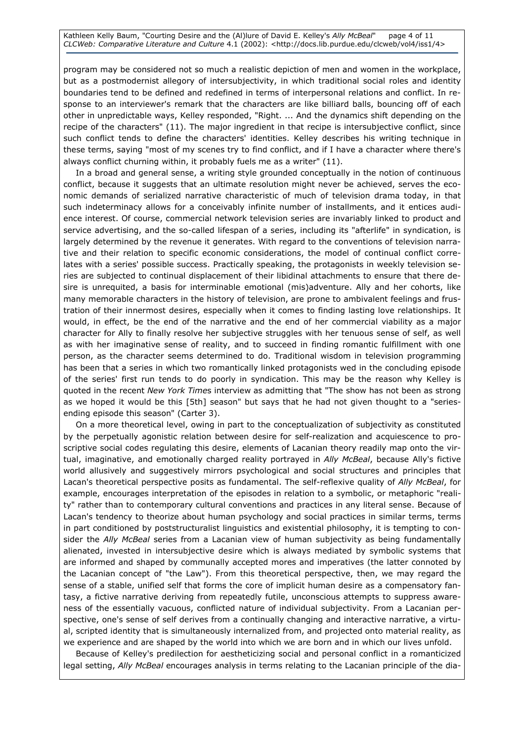program may be considered not so much a realistic depiction of men and women in the workplace, but as a postmodernist allegory of intersubjectivity, in which traditional social roles and identity boundaries tend to be defined and redefined in terms of interpersonal relations and conflict. In response to an interviewer's remark that the characters are like billiard balls, bouncing off of each other in unpredictable ways, Kelley responded, "Right. ... And the dynamics shift depending on the recipe of the characters" (11). The major ingredient in that recipe is intersubjective conflict, since such conflict tends to define the characters' identities. Kelley describes his writing technique in these terms, saying "most of my scenes try to find conflict, and if I have a character where there's always conflict churning within, it probably fuels me as a writer" (11).

In a broad and general sense, a writing style grounded conceptually in the notion of continuous conflict, because it suggests that an ultimate resolution might never be achieved, serves the economic demands of serialized narrative characteristic of much of television drama today, in that such indeterminacy allows for a conceivably infinite number of installments, and it entices audience interest. Of course, commercial network television series are invariably linked to product and service advertising, and the so-called lifespan of a series, including its "afterlife" in syndication, is largely determined by the revenue it generates. With regard to the conventions of television narrative and their relation to specific economic considerations, the model of continual conflict correlates with a series' possible success. Practically speaking, the protagonists in weekly television series are subjected to continual displacement of their libidinal attachments to ensure that there desire is unrequited, a basis for interminable emotional (mis)adventure. Ally and her cohorts, like many memorable characters in the history of television, are prone to ambivalent feelings and frustration of their innermost desires, especially when it comes to finding lasting love relationships. It would, in effect, be the end of the narrative and the end of her commercial viability as a major character for Ally to finally resolve her subjective struggles with her tenuous sense of self, as well as with her imaginative sense of reality, and to succeed in finding romantic fulfillment with one person, as the character seems determined to do. Traditional wisdom in television programming has been that a series in which two romantically linked protagonists wed in the concluding episode of the series' first run tends to do poorly in syndication. This may be the reason why Kelley is quoted in the recent *New York Times* interview as admitting that "The show has not been as strong as we hoped it would be this [5th] season" but says that he had not given thought to a "series-ending episode this season" (Carter 3).

On a more theoretical level, owing in part to the conceptualization of subjectivity as constituted by the perpetually agonistic relation between desire for self-realization and acquiescence to proscriptive social codes regulating this desire, elements of Lacanian theory readily map onto the virtual, imaginative, and emotionally charged reality portrayed in *Ally McBeal*, because Ally's fictive world allusively and suggestively mirrors psychological and social structures and principles that Lacan's theoretical perspective posits as fundamental. The self-reflexive quality of *Ally McBeal*, for example, encourages interpretation of the episodes in relation to a symbolic, or metaphoric "reality" rather than to contemporary cultural conventions and practices in any literal sense. Because of Lacan's tendency to theorize about human psychology and social practices in similar terms, terms in part conditioned by poststructuralist linguistics and existential philosophy, it is tempting to consider the *Ally McBeal* series from a Lacanian view of human subjectivity as being fundamentally alienated, invested in intersubjective desire which is always mediated by symbolic systems that are informed and shaped by communally accepted mores and imperatives (the latter connoted by the Lacanian concept of "the Law"). From this theoretical perspective, then, we may regard the sense of a stable, unified self that forms the core of implicit human desire as a compensatory fantasy, a fictive narrative deriving from repeatedly futile, unconscious attempts to suppress awareness of the essentially vacuous, conflicted nature of individual subjectivity. From a Lacanian perspective, one's sense of self derives from a continually changing and interactive narrative, a virtual, scripted identity that is simultaneously internalized from, and projected onto material reality, as we experience and are shaped by the world into which we are born and in which our lives unfold.

Because of Kelley's predilection for aestheticizing social and personal conflict in a romanticized legal setting, *Ally McBeal* encourages analysis in terms relating to the Lacanian principle of the dia-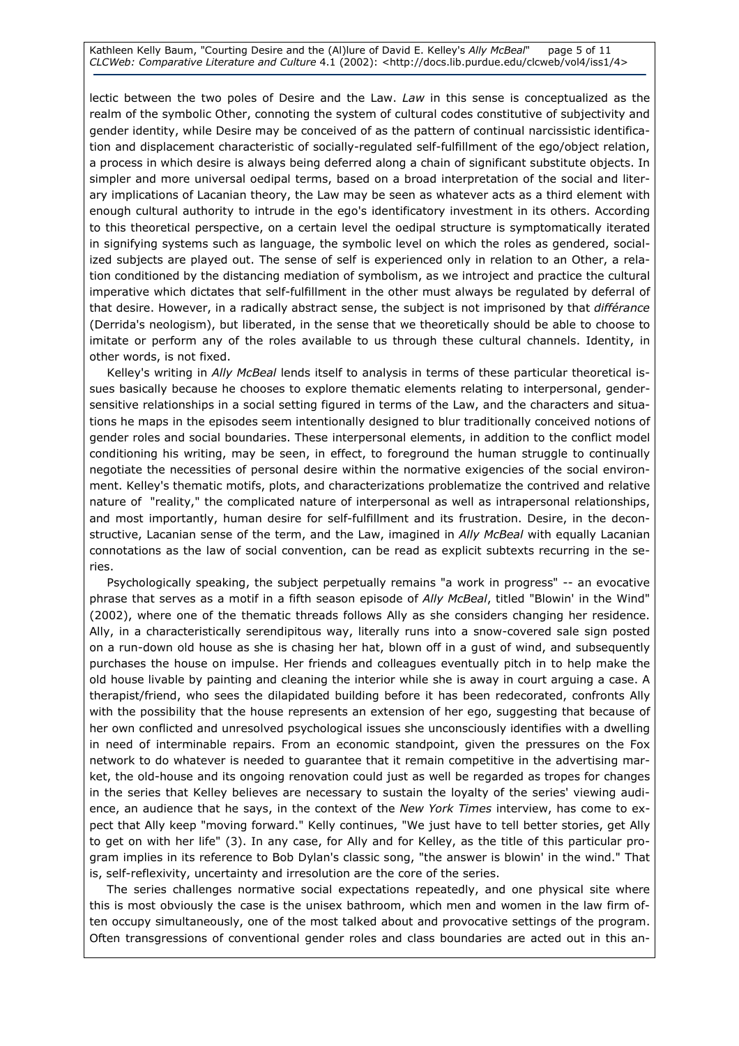lectic between the two poles of Desire and the Law. *Law* in this sense is conceptualized as the realm of the symbolic Other, connoting the system of cultural codes constitutive of subjectivity and gender identity, while Desire may be conceived of as the pattern of continual narcissistic identification and displacement characteristic of socially-regulated self-fulfillment of the ego/object relation, a process in which desire is always being deferred along a chain of significant substitute objects. In simpler and more universal oedipal terms, based on a broad interpretation of the social and literary implications of Lacanian theory, the Law may be seen as whatever acts as a third element with enough cultural authority to intrude in the ego's identificatory investment in its others. According to this theoretical perspective, on a certain level the oedipal structure is symptomatically iterated in signifying systems such as language, the symbolic level on which the roles as gendered, socialized subjects are played out. The sense of self is experienced only in relation to an Other, a relation conditioned by the distancing mediation of symbolism, as we introject and practice the cultural imperative which dictates that self-fulfillment in the other must always be regulated by deferral of that desire. However, in a radically abstract sense, the subject is not imprisoned by that *différance* (Derrida's neologism), but liberated, in the sense that we theoretically should be able to choose to imitate or perform any of the roles available to us through these cultural channels. Identity, in other words, is not fixed.

Kelley's writing in *Ally McBeal* lends itself to analysis in terms of these particular theoretical issues basically because he chooses to explore thematic elements relating to interpersonal, gender-sensitive relationships in a social setting figured in terms of the Law, and the characters and situations he maps in the episodes seem intentionally designed to blur traditionally conceived notions of gender roles and social boundaries. These interpersonal elements, in addition to the conflict model conditioning his writing, may be seen, in effect, to foreground the human struggle to continually negotiate the necessities of personal desire within the normative exigencies of the social environment. Kelley's thematic motifs, plots, and characterizations problematize the contrived and relative nature of "reality," the complicated nature of interpersonal as well as intrapersonal relationships, and most importantly, human desire for self-fulfillment and its frustration. Desire, in the deconstructive, Lacanian sense of the term, and the Law, imagined in *Ally McBeal* with equally Lacanian connotations as the law of social convention, can be read as explicit subtexts recurring in the series.

Psychologically speaking, the subject perpetually remains "a work in progress" -- an evocative phrase that serves as a motif in a fifth season episode of *Ally McBeal*, titled "Blowin' in the Wind" (2002), where one of the thematic threads follows Ally as she considers changing her residence. Ally, in a characteristically serendipitous way, literally runs into a snow-covered sale sign posted on a run-down old house as she is chasing her hat, blown off in a gust of wind, and subsequently purchases the house on impulse. Her friends and colleagues eventually pitch in to help make the old house livable by painting and cleaning the interior while she is away in court arguing a case. A therapist/friend, who sees the dilapidated building before it has been redecorated, confronts Ally with the possibility that the house represents an extension of her ego, suggesting that because of her own conflicted and unresolved psychological issues she unconsciously identifies with a dwelling in need of interminable repairs. From an economic standpoint, given the pressures on the Fox network to do whatever is needed to guarantee that it remain competitive in the advertising market, the old-house and its ongoing renovation could just as well be regarded as tropes for changes in the series that Kelley believes are necessary to sustain the loyalty of the series' viewing audience, an audience that he says, in the context of the *New York Times* interview, has come to expect that Ally keep "moving forward." Kelly continues, "We just have to tell better stories, get Ally to get on with her life" (3). In any case, for Ally and for Kelley, as the title of this particular program implies in its reference to Bob Dylan's classic song, "the answer is blowin' in the wind." That is, self-reflexivity, uncertainty and irresolution are the core of the series.

The series challenges normative social expectations repeatedly, and one physical site where this is most obviously the case is the unisex bathroom, which men and women in the law firm often occupy simultaneously, one of the most talked about and provocative settings of the program. Often transgressions of conventional gender roles and class boundaries are acted out in this an-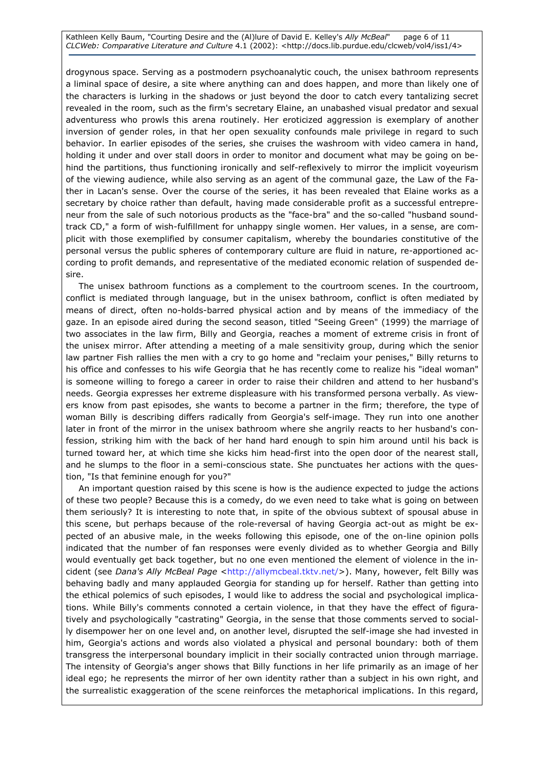drogynous space. Serving as a postmodern psychoanalytic couch, the unisex bathroom represents a liminal space of desire, a site where anything can and does happen, and more than likely one of the characters is lurking in the shadows or just beyond the door to catch every tantalizing secret revealed in the room, such as the firm's secretary Elaine, an unabashed visual predator and sexual adventuress who prowls this arena routinely. Her eroticized aggression is exemplary of another inversion of gender roles, in that her open sexuality confounds male privilege in regard to such behavior. In earlier episodes of the series, she cruises the washroom with video camera in hand, holding it under and over stall doors in order to monitor and document what may be going on behind the partitions, thus functioning ironically and self-reflexively to mirror the implicit voyeurism of the viewing audience, while also serving as an agent of the communal gaze, the Law of the Father in Lacan's sense. Over the course of the series, it has been revealed that Elaine works as a secretary by choice rather than default, having made considerable profit as a successful entrepreneur from the sale of such notorious products as the "face-bra" and the so-called "husband soundtrack CD," a form of wish-fulfillment for unhappy single women. Her values, in a sense, are complicit with those exemplified by consumer capitalism, whereby the boundaries constitutive of the personal versus the public spheres of contemporary culture are fluid in nature, re-apportioned according to profit demands, and representative of the mediated economic relation of suspended desire.

The unisex bathroom functions as a complement to the courtroom scenes. In the courtroom, conflict is mediated through language, but in the unisex bathroom, conflict is often mediated by means of direct, often no-holds-barred physical action and by means of the immediacy of the gaze. In an episode aired during the second season, titled "Seeing Green" (1999) the marriage of two associates in the law firm, Billy and Georgia, reaches a moment of extreme crisis in front of the unisex mirror. After attending a meeting of a male sensitivity group, during which the senior law partner Fish rallies the men with a cry to go home and "reclaim your penises," Billy returns to his office and confesses to his wife Georgia that he has recently come to realize his "ideal woman" is someone willing to forego a career in order to raise their children and attend to her husband's needs. Georgia expresses her extreme displeasure with his transformed persona verbally. As viewers know from past episodes, she wants to become a partner in the firm; therefore, the type of woman Billy is describing differs radically from Georgia's self-image. They run into one another later in front of the mirror in the unisex bathroom where she angrily reacts to her husband's confession, striking him with the back of her hand hard enough to spin him around until his back is turned toward her, at which time she kicks him head-first into the open door of the nearest stall, and he slumps to the floor in a semi-conscious state. She punctuates her actions with the question, "Is that feminine enough for you?"

An important question raised by this scene is how is the audience expected to judge the actions of these two people? Because this is a comedy, do we even need to take what is going on between them seriously? It is interesting to note that, in spite of the obvious subtext of spousal abuse in this scene, but perhaps because of the role-reversal of having Georgia act-out as might be expected of an abusive male, in the weeks following this episode, one of the on-line opinion polls indicated that the number of fan responses were evenly divided as to whether Georgia and Billy would eventually get back together, but no one even mentioned the element of violence in the incident (see *Dana's Ally McBeal Page* <http://allymcbeal.tktv.net/>). Many, however, felt Billy was behaving badly and many applauded Georgia for standing up for herself. Rather than getting into the ethical polemics of such episodes, I would like to address the social and psychological implications. While Billy's comments connoted a certain violence, in that they have the effect of figuratively and psychologically "castrating" Georgia, in the sense that those comments served to socially disempower her on one level and, on another level, disrupted the self-image she had invested in him, Georgia's actions and words also violated a physical and personal boundary: both of them transgress the interpersonal boundary implicit in their socially contracted union through marriage. The intensity of Georgia's anger shows that Billy functions in her life primarily as an image of her ideal ego; he represents the mirror of her own identity rather than a subject in his own right, and the surrealistic exaggeration of the scene reinforces the metaphorical implications. In this regard,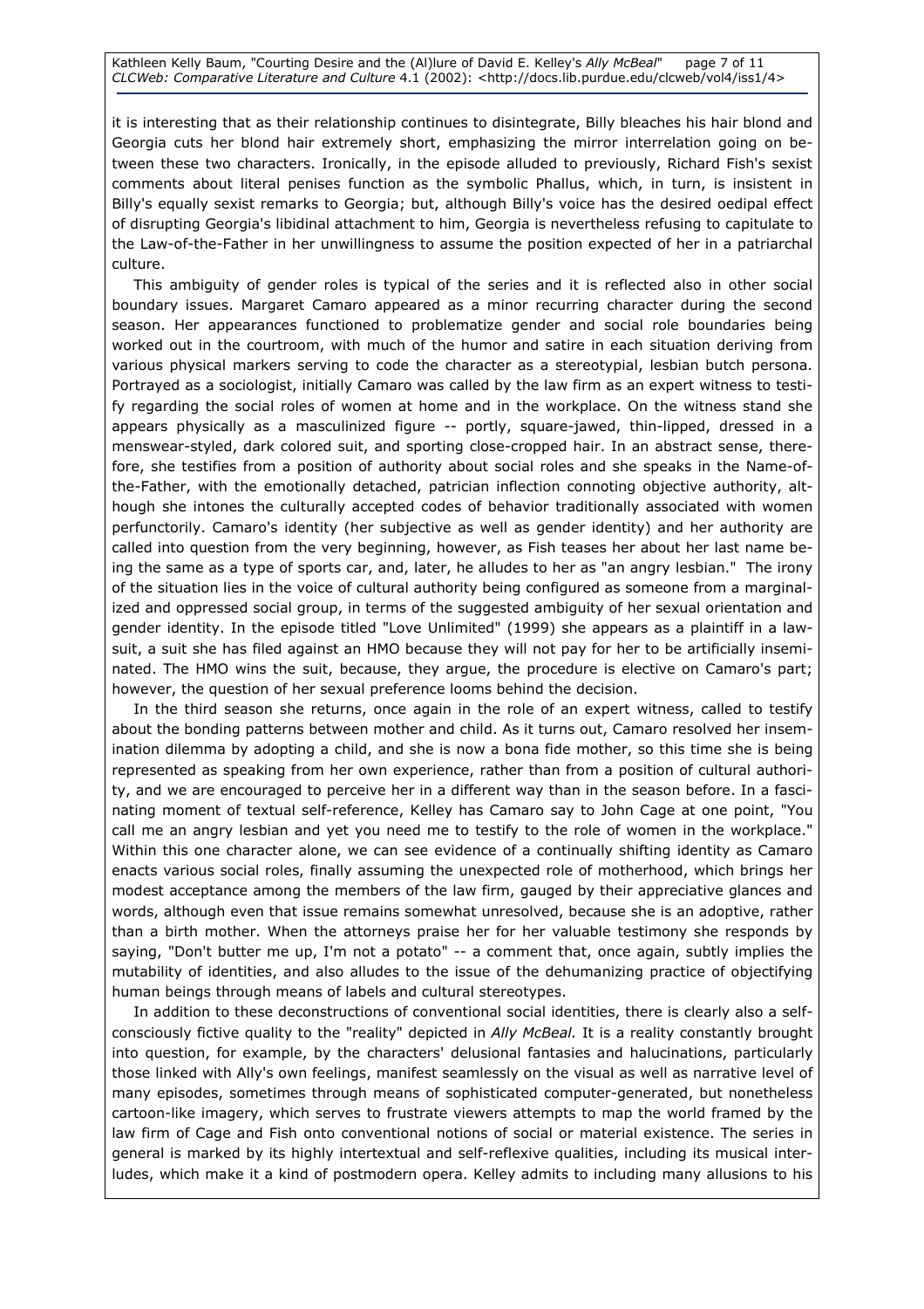it is interesting that as their relationship continues to disintegrate, Billy bleaches his hair blond and Georgia cuts her blond hair extremely short, emphasizing the mirror interrelation going on between these two characters. Ironically, in the episode alluded to previously, Richard Fish's sexist comments about literal penises function as the symbolic Phallus, which, in turn, is insistent in Billy's equally sexist remarks to Georgia; but, although Billy's voice has the desired oedipal effect of disrupting Georgia's libidinal attachment to him, Georgia is nevertheless refusing to capitulate to the Law-of-the-Father in her unwillingness to assume the position expected of her in a patriarchal culture.

This ambiguity of gender roles is typical of the series and it is reflected also in other social boundary issues. Margaret Camaro appeared as a minor recurring character during the second season. Her appearances functioned to problematize gender and social role boundaries being worked out in the courtroom, with much of the humor and satire in each situation deriving from various physical markers serving to code the character as a stereotypial, lesbian butch persona. Portrayed as a sociologist, initially Camaro was called by the law firm as an expert witness to testify regarding the social roles of women at home and in the workplace. On the witness stand she appears physically as a masculinized figure -- portly, square-jawed, thin-lipped, dressed in a menswear-styled, dark colored suit, and sporting close-cropped hair. In an abstract sense, therefore, she testifies from a position of authority about social roles and she speaks in the Name-of-the-Father, with the emotionally detached, patrician inflection connoting objective authority, although she intones the culturally accepted codes of behavior traditionally associated with women perfunctorily. Camaro's identity (her subjective as well as gender identity) and her authority are called into question from the very beginning, however, as Fish teases her about her last name being the same as a type of sports car, and, later, he alludes to her as "an angry lesbian." The irony of the situation lies in the voice of cultural authority being configured as someone from a marginalized and oppressed social group, in terms of the suggested ambiguity of her sexual orientation and gender identity. In the episode titled "Love Unlimited" (1999) she appears as a plaintiff in a lawsuit, a suit she has filed against an HMO because they will not pay for her to be artificially inseminated. The HMO wins the suit, because, they argue, the procedure is elective on Camaro's part; however, the question of her sexual preference looms behind the decision.

In the third season she returns, once again in the role of an expert witness, called to testify about the bonding patterns between mother and child. As it turns out, Camaro resolved her insemination dilemma by adopting a child, and she is now a bona fide mother, so this time she is being represented as speaking from her own experience, rather than from a position of cultural authority, and we are encouraged to perceive her in a different way than in the season before. In a fascinating moment of textual self-reference, Kelley has Camaro say to John Cage at one point, "You call me an angry lesbian and yet you need me to testify to the role of women in the workplace." Within this one character alone, we can see evidence of a continually shifting identity as Camaro enacts various social roles, finally assuming the unexpected role of motherhood, which brings her modest acceptance among the members of the law firm, gauged by their appreciative glances and words, although even that issue remains somewhat unresolved, because she is an adoptive, rather than a birth mother. When the attorneys praise her for her valuable testimony she responds by saying, "Don't butter me up, I'm not a potato" -- a comment that, once again, subtly implies the mutability of identities, and also alludes to the issue of the dehumanizing practice of objectifying human beings through means of labels and cultural stereotypes.

In addition to these deconstructions of conventional social identities, there is clearly also a self-consciously fictive quality to the "reality" depicted in *Ally McBeal*. It is a reality constantly brought into question, for example, by the characters' delusional fantasies and halucinations, particularly those linked with Ally's own feelings, manifest seamlessly on the visual as well as narrative level of many episodes, sometimes through means of sophisticated computer-generated, but nonetheless cartoon-like imagery, which serves to frustrate viewers attempts to map the world framed by the law firm of Cage and Fish onto conventional notions of social or material existence. The series in general is marked by its highly intertextual and self-reflexive qualities, including its musical interludes, which make it a kind of postmodern opera. Kelley admits to including many allusions to his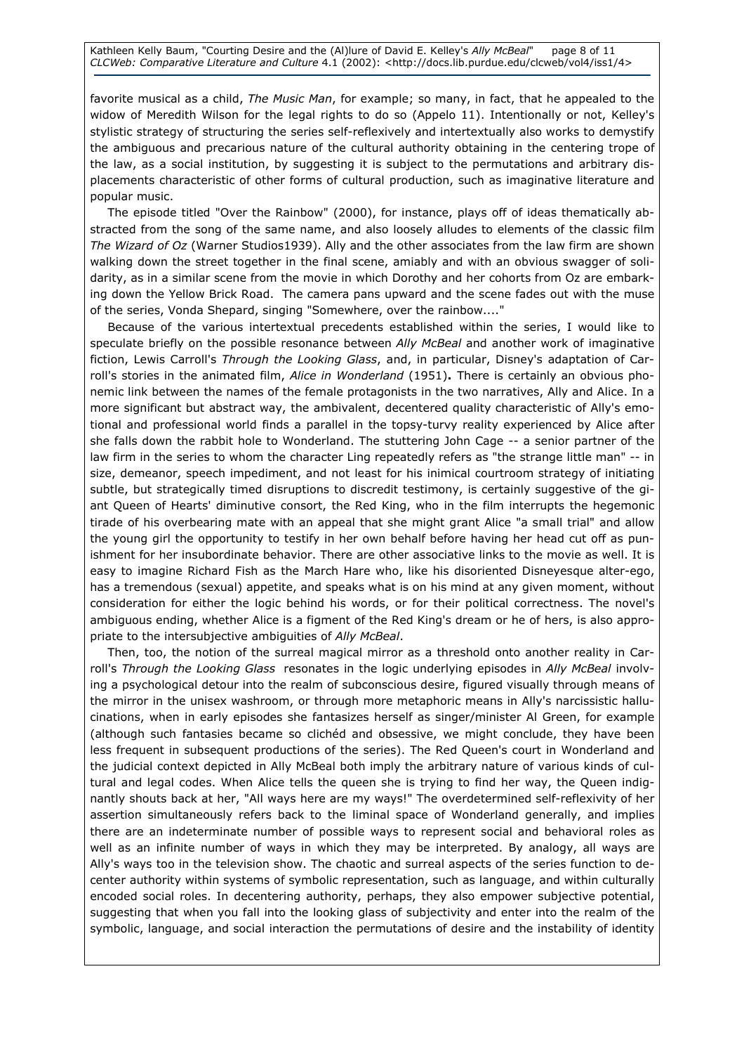favorite musical as a child, *The Music Man*, for example; so many, in fact, that he appealed to the widow of Meredith Wilson for the legal rights to do so (Appelo 11). Intentionally or not, Kelley's stylistic strategy of structuring the series self-reflexively and intertextually also works to demystify the ambiguous and precarious nature of the cultural authority obtaining in the centering trope of the law, as a social institution, by suggesting it is subject to the permutations and arbitrary displacements characteristic of other forms of cultural production, such as imaginative literature and popular music.

The episode titled "Over the Rainbow" (2000), for instance, plays off of ideas thematically abstracted from the song of the same name, and also loosely alludes to elements of the classic film *The Wizard of Oz* (Warner Studios1939). Ally and the other associates from the law firm are shown walking down the street together in the final scene, amiably and with an obvious swagger of solidarity, as in a similar scene from the movie in which Dorothy and her cohorts from Oz are embarking down the Yellow Brick Road. The camera pans upward and the scene fades out with the muse of the series, Vonda Shepard, singing "Somewhere, over the rainbow...."

Because of the various intertextual precedents established within the series, I would like to speculate briefly on the possible resonance between *Ally McBeal* and another work of imaginative fiction, Lewis Carroll's *Through the Looking Glass*, and, in particular, Disney's adaptation of Carroll's stories in the animated film, *Alice in Wonderland* (1951)**.** There is certainly an obvious phonemic link between the names of the female protagonists in the two narratives, Ally and Alice. In a more significant but abstract way, the ambivalent, decentered quality characteristic of Ally's emotional and professional world finds a parallel in the topsy-turvy reality experienced by Alice after she falls down the rabbit hole to Wonderland. The stuttering John Cage -- a senior partner of the law firm in the series to whom the character Ling repeatedly refers as "the strange little man" -- in size, demeanor, speech impediment, and not least for his inimical courtroom strategy of initiating subtle, but strategically timed disruptions to discredit testimony, is certainly suggestive of the giant Queen of Hearts' diminutive consort, the Red King, who in the film interrupts the hegemonic tirade of his overbearing mate with an appeal that she might grant Alice "a small trial" and allow the young girl the opportunity to testify in her own behalf before having her head cut off as punishment for her insubordinate behavior. There are other associative links to the movie as well. It is easy to imagine Richard Fish as the March Hare who, like his disoriented Disneyesque alter-ego, has a tremendous (sexual) appetite, and speaks what is on his mind at any given moment, without consideration for either the logic behind his words, or for their political correctness. The novel's ambiguous ending, whether Alice is a figment of the Red King's dream or he of hers, is also appropriate to the intersubjective ambiguities of *Ally McBeal*.

Then, too, the notion of the surreal magical mirror as a threshold onto another reality in Carroll's *Through the Looking Glass* resonates in the logic underlying episodes in *Ally McBeal* involving a psychological detour into the realm of subconscious desire, figured visually through means of the mirror in the unisex washroom, or through more metaphoric means in Ally's narcissistic hallucinations, when in early episodes she fantasizes herself as singer/minister Al Green, for example (although such fantasies became so clichéd and obsessive, we might conclude, they have been less frequent in subsequent productions of the series). The Red Queen's court in Wonderland and the judicial context depicted in Ally McBeal both imply the arbitrary nature of various kinds of cultural and legal codes. When Alice tells the queen she is trying to find her way, the Queen indignantly shouts back at her, "All ways here are my ways!" The overdetermined self-reflexivity of her assertion simultaneously refers back to the liminal space of Wonderland generally, and implies there are an indeterminate number of possible ways to represent social and behavioral roles as well as an infinite number of ways in which they may be interpreted. By analogy, all ways are Ally's ways too in the television show. The chaotic and surreal aspects of the series function to decenter authority within systems of symbolic representation, such as language, and within culturally encoded social roles. In decentering authority, perhaps, they also empower subjective potential, suggesting that when you fall into the looking glass of subjectivity and enter into the realm of the symbolic, language, and social interaction the permutations of desire and the instability of identity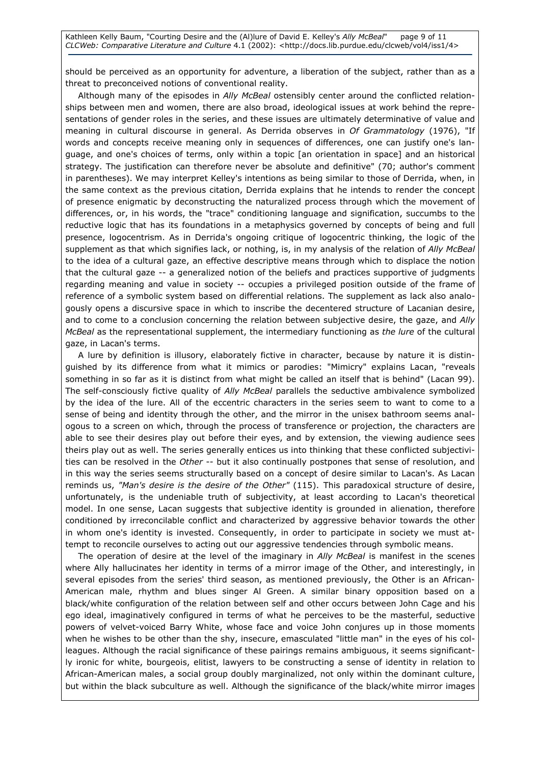should be perceived as an opportunity for adventure, a liberation of the subject, rather than as a threat to preconceived notions of conventional reality.

Although many of the episodes in *Ally McBeal* ostensibly center around the conflicted relationships between men and women, there are also broad, ideological issues at work behind the representations of gender roles in the series, and these issues are ultimately determinative of value and meaning in cultural discourse in general. As Derrida observes in *Of Grammatology* (1976), "If words and concepts receive meaning only in sequences of differences, one can justify one's language, and one's choices of terms, only within a topic [an orientation in space] and an historical strategy. The justification can therefore never be absolute and definitive" (70; author's comment in parentheses). We may interpret Kelley's intentions as being similar to those of Derrida, when, in the same context as the previous citation, Derrida explains that he intends to render the concept of presence enigmatic by deconstructing the naturalized process through which the movement of differences, or, in his words, the "trace" conditioning language and signification, succumbs to the reductive logic that has its foundations in a metaphysics governed by concepts of being and full presence, logocentrism. As in Derrida's ongoing critique of logocentric thinking, the logic of the supplement as that which signifies lack, or nothing, is, in my analysis of the relation of *Ally McBeal* to the idea of a cultural gaze, an effective descriptive means through which to displace the notion that the cultural gaze -- a generalized notion of the beliefs and practices supportive of judgments regarding meaning and value in society -- occupies a privileged position outside of the frame of reference of a symbolic system based on differential relations. The supplement as lack also analogously opens a discursive space in which to inscribe the decentered structure of Lacanian desire, and to come to a conclusion concerning the relation between subjective desire, the gaze, and *Ally McBeal* as the representational supplement, the intermediary functioning as *the lure* of the cultural gaze, in Lacan's terms.

A lure by definition is illusory, elaborately fictive in character, because by nature it is distinguished by its difference from what it mimics or parodies: "Mimicry" explains Lacan, "reveals something in so far as it is distinct from what might be called an itself that is behind" (Lacan 99). The self-consciously fictive quality of *Ally McBeal* parallels the seductive ambivalence symbolized by the idea of the lure. All of the eccentric characters in the series seem to want to come to a sense of being and identity through the other, and the mirror in the unisex bathroom seems analogous to a screen on which, through the process of transference or projection, the characters are able to see their desires play out before their eyes, and by extension, the viewing audience sees theirs play out as well. The series generally entices us into thinking that these conflicted subjectivities can be resolved in the *Other* -- but it also continually postpones that sense of resolution, and in this way the series seems structurally based on a concept of desire similar to Lacan's. As Lacan reminds us, *"Man's desire is the desire of the Other"* (115). This paradoxical structure of desire, unfortunately, is the undeniable truth of subjectivity, at least according to Lacan's theoretical model. In one sense, Lacan suggests that subjective identity is grounded in alienation, therefore conditioned by irreconcilable conflict and characterized by aggressive behavior towards the other in whom one's identity is invested. Consequently, in order to participate in symbolic society we must attempt to reconcile ourselves to acting out our aggressive tendencies through symbolic means.

The operation of desire at the level of the imaginary in *Ally McBeal* is manifest in the scenes where Ally hallucinates her identity in terms of a mirror image of the Other, and interestingly, in several episodes from the series' third season, as mentioned previously, the Other is an African-American male, rhythm and blues singer Al Green. A similar binary opposition based on a black/white configuration of the relation between self and other occurs between John Cage and his ego ideal, imaginatively configured in terms of what he perceives to be the masterful, seductive powers of velvet-voiced Barry White, whose face and voice John conjures up in those moments when he wishes to be other than the shy, insecure, emasculated "little man" in the eyes of his colleagues. Although the racial significance of these pairings remains ambiguous, it seems significantly ironic for white, bourgeois, elitist, lawyers to be constructing a sense of identity in relation to African-American males, a social group doubly marginalized, not only within the dominant culture, but within the black subculture as well. Although the significance of the black/white mirror images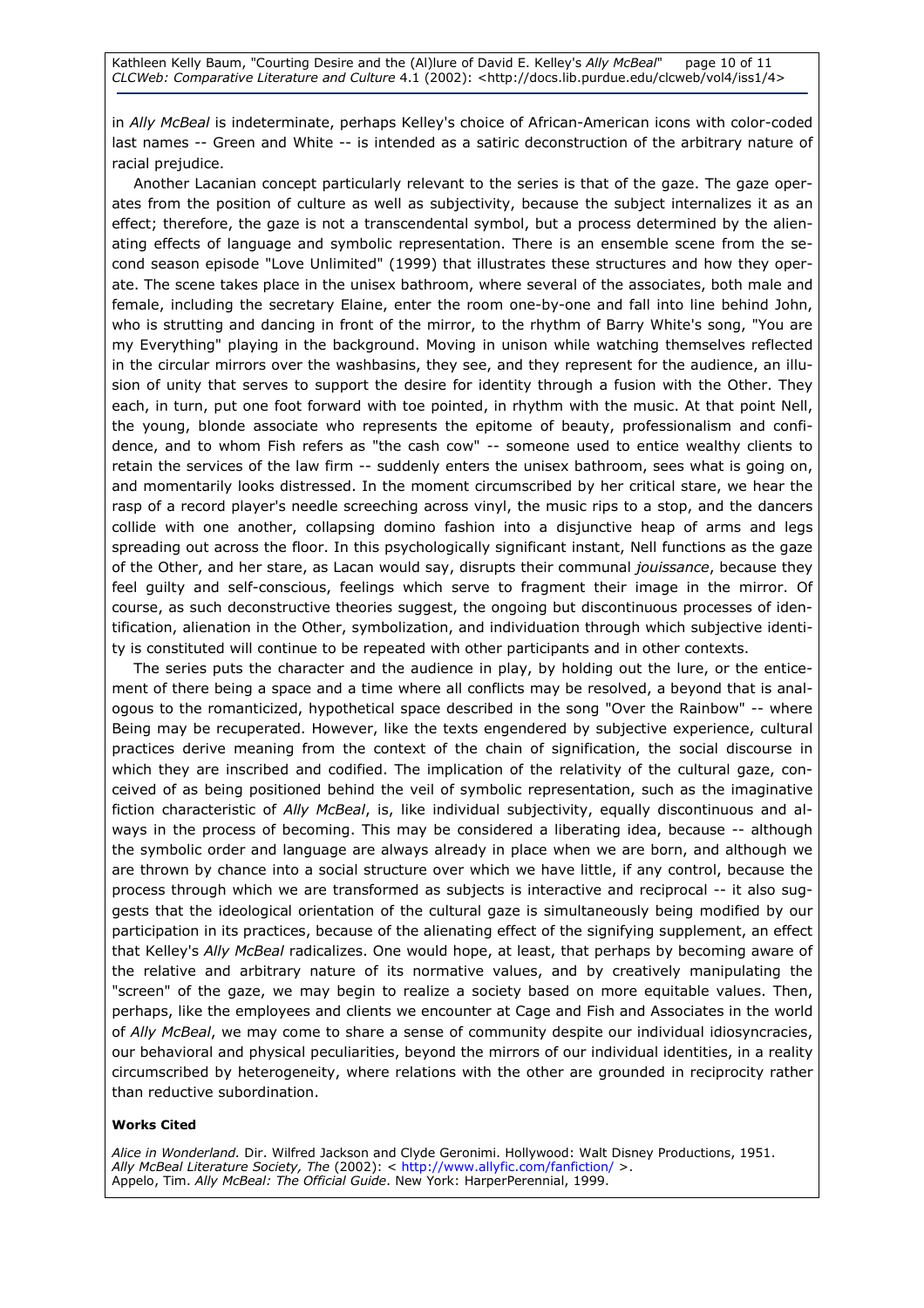in *Ally McBeal* is indeterminate, perhaps Kelley's choice of African-American icons with color-coded last names -- Green and White -- is intended as a satiric deconstruction of the arbitrary nature of racial prejudice.

Another Lacanian concept particularly relevant to the series is that of the gaze. The gaze operates from the position of culture as well as subjectivity, because the subject internalizes it as an effect; therefore, the gaze is not a transcendental symbol, but a process determined by the alienating effects of language and symbolic representation. There is an ensemble scene from the second season episode "Love Unlimited" (1999) that illustrates these structures and how they operate. The scene takes place in the unisex bathroom, where several of the associates, both male and female, including the secretary Elaine, enter the room one-by-one and fall into line behind John, who is strutting and dancing in front of the mirror, to the rhythm of Barry White's song, "You are my Everything" playing in the background. Moving in unison while watching themselves reflected in the circular mirrors over the washbasins, they see, and they represent for the audience, an illusion of unity that serves to support the desire for identity through a fusion with the Other. They each, in turn, put one foot forward with toe pointed, in rhythm with the music. At that point Nell, the young, blonde associate who represents the epitome of beauty, professionalism and confidence, and to whom Fish refers as "the cash cow" -- someone used to entice wealthy clients to retain the services of the law firm -- suddenly enters the unisex bathroom, sees what is going on, and momentarily looks distressed. In the moment circumscribed by her critical stare, we hear the rasp of a record player's needle screeching across vinyl, the music rips to a stop, and the dancers collide with one another, collapsing domino fashion into a disjunctive heap of arms and legs spreading out across the floor. In this psychologically significant instant, Nell functions as the gaze of the Other, and her stare, as Lacan would say, disrupts their communal *jouissance*, because they feel guilty and self-conscious, feelings which serve to fragment their image in the mirror. Of course, as such deconstructive theories suggest, the ongoing but discontinuous processes of identification, alienation in the Other, symbolization, and individuation through which subjective identity is constituted will continue to be repeated with other participants and in other contexts.

The series puts the character and the audience in play, by holding out the lure, or the enticement of there being a space and a time where all conflicts may be resolved, a beyond that is analogous to the romanticized, hypothetical space described in the song "Over the Rainbow" -- where Being may be recuperated. However, like the texts engendered by subjective experience, cultural practices derive meaning from the context of the chain of signification, the social discourse in which they are inscribed and codified. The implication of the relativity of the cultural gaze, conceived of as being positioned behind the veil of symbolic representation, such as the imaginative fiction characteristic of *Ally McBeal*, is, like individual subjectivity, equally discontinuous and always in the process of becoming. This may be considered a liberating idea, because -- although the symbolic order and language are always already in place when we are born, and although we are thrown by chance into a social structure over which we have little, if any control, because the process through which we are transformed as subjects is interactive and reciprocal -- it also suggests that the ideological orientation of the cultural gaze is simultaneously being modified by our participation in its practices, because of the alienating effect of the signifying supplement, an effect that Kelley's *Ally McBeal* radicalizes. One would hope, at least, that perhaps by becoming aware of the relative and arbitrary nature of its normative values, and by creatively manipulating the "screen" of the gaze, we may begin to realize a society based on more equitable values. Then, perhaps, like the employees and clients we encounter at Cage and Fish and Associates in the world of *Ally McBeal*, we may come to share a sense of community despite our individual idiosyncracies, our behavioral and physical peculiarities, beyond the mirrors of our individual identities, in a reality circumscribed by heterogeneity, where relations with the other are grounded in reciprocity rather than reductive subordination.

**Works Cited**

*Alice in Wonderland.* Dir. Wilfred Jackson and Clyde Geronimi. Hollywood: Walt Disney Productions, 1951.
*Ally McBeal Literature Society, The* (2002): < http://www.allyfic.com/fanfiction/ >.
Appelo, Tim. *Ally McBeal: The Official Guide*. New York: HarperPerennial, 1999.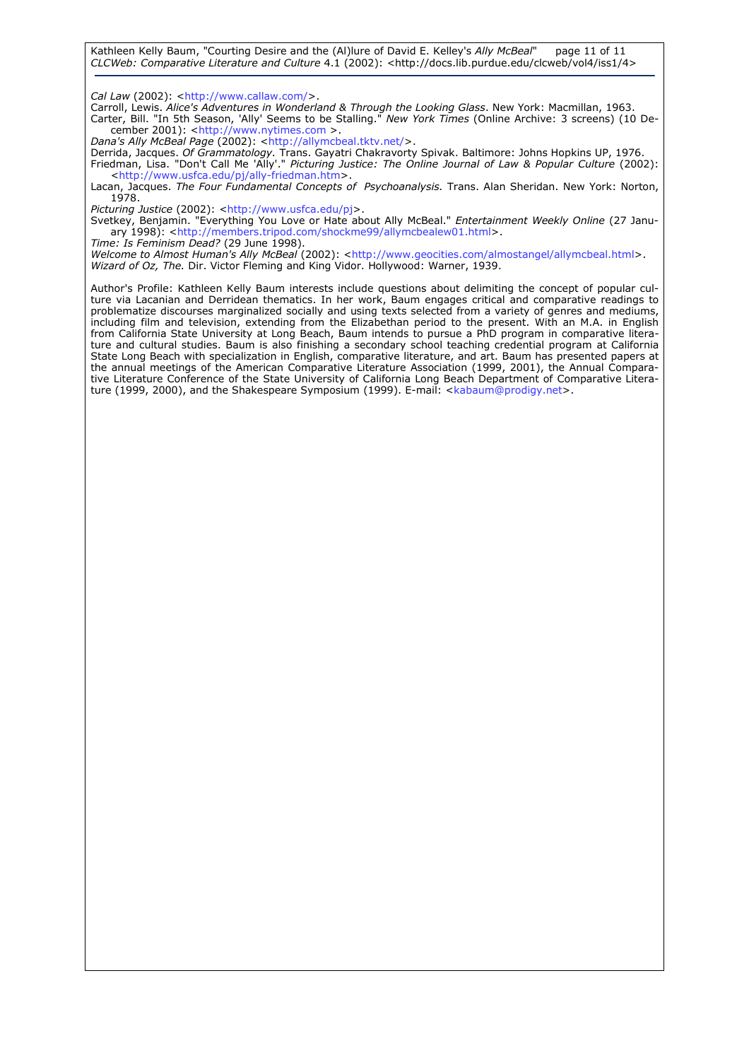*Cal Law* (2002): <http://www.callaw.com/>.

Carroll, Lewis. *Alice's Adventures in Wonderland & Through the Looking Glass*. New York: Macmillan, 1963.

Carter, Bill. "In 5th Season, 'Ally' Seems to be Stalling." *New York Times* (Online Archive: 3 screens) (10 December 2001): <http://www.nytimes.com >.

*Dana's Ally McBeal Page* (2002): <http://allymcbeal.tktv.net/>.

Derrida, Jacques. *Of Grammatology*. Trans. Gayatri Chakravorty Spivak. Baltimore: Johns Hopkins UP, 1976.

Friedman, Lisa. "Don't Call Me 'Ally'." *Picturing Justice: The Online Journal of Law & Popular Culture* (2002): <http://www.usfca.edu/pj/ally-friedman.htm>.

Lacan, Jacques. *The Four Fundamental Concepts of Psychoanalysis.* Trans. Alan Sheridan. New York: Norton, 1978.

*Picturing Justice* (2002): <http://www.usfca.edu/pj>.

Svetkey, Benjamin. "Everything You Love or Hate about Ally McBeal." *Entertainment Weekly Online* (27 January 1998): <http://members.tripod.com/shockme99/allymcbealew01.html>.

*Time: Is Feminism Dead?* (29 June 1998).

*Welcome to Almost Human's Ally McBeal* (2002): <http://www.geocities.com/almostangel/allymcbeal.html>.

*Wizard of Oz, The*. Dir. Victor Fleming and King Vidor. Hollywood: Warner, 1939.

Author's Profile: Kathleen Kelly Baum interests include questions about delimiting the concept of popular culture via Lacanian and Derridean thematics. In her work, Baum engages critical and comparative readings to problematize discourses marginalized socially and using texts selected from a variety of genres and mediums, including film and television, extending from the Elizabethan period to the present. With an M.A. in English from California State University at Long Beach, Baum intends to pursue a PhD program in comparative literature and cultural studies. Baum is also finishing a secondary school teaching credential program at California State Long Beach with specialization in English, comparative literature, and art. Baum has presented papers at the annual meetings of the American Comparative Literature Association (1999, 2001), the Annual Comparative Literature Conference of the State University of California Long Beach Department of Comparative Literature (1999, 2000), and the Shakespeare Symposium (1999). E-mail: <kabaum@prodigy.net>.